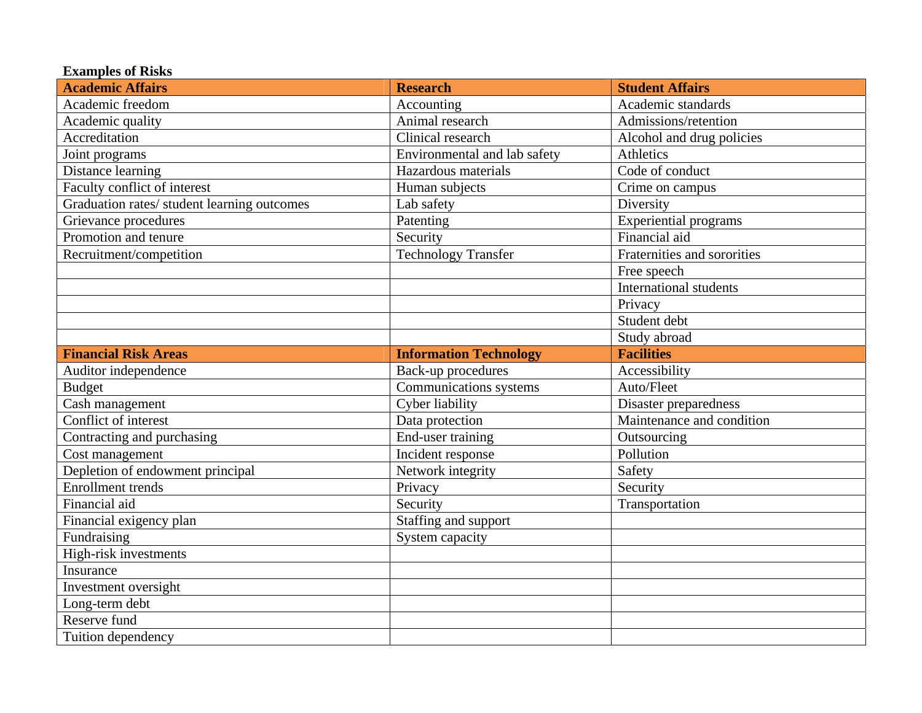**Examples of Risks**

| **Academic Affairs** | **Research** | **Student Affairs** |
|---|---|---|
| Academic freedom | Accounting | Academic standards |
| Academic quality | Animal research | Admissions/retention |
| Accreditation | Clinical research | Alcohol and drug policies |
| Joint programs | Environmental and lab safety | Athletics |
| Distance learning | Hazardous materials | Code of conduct |
| Faculty conflict of interest | Human subjects | Crime on campus |
| Graduation rates/ student learning outcomes | Lab safety | Diversity |
| Grievance procedures | Patenting | Experiential programs |
| Promotion and tenure | Security | Financial aid |
| Recruitment/competition | Technology Transfer | Fraternities and sororities |
| | | Free speech |
| | | International students |
| | | Privacy |
| | | Student debt |
| | | Study abroad |
| **Financial Risk Areas** | **Information Technology** | **Facilities** |
| Auditor independence | Back-up procedures | Accessibility |
| Budget | Communications systems | Auto/Fleet |
| Cash management | Cyber liability | Disaster preparedness |
| Conflict of interest | Data protection | Maintenance and condition |
| Contracting and purchasing | End-user training | Outsourcing |
| Cost management | Incident response | Pollution |
| Depletion of endowment principal | Network integrity | Safety |
| Enrollment trends | Privacy | Security |
| Financial aid | Security | Transportation |
| Financial exigency plan | Staffing and support | |
| Fundraising | System capacity | |
| High-risk investments | | |
| Insurance | | |
| Investment oversight | | |
| Long-term debt | | |
| Reserve fund | | |
| Tuition dependency | | |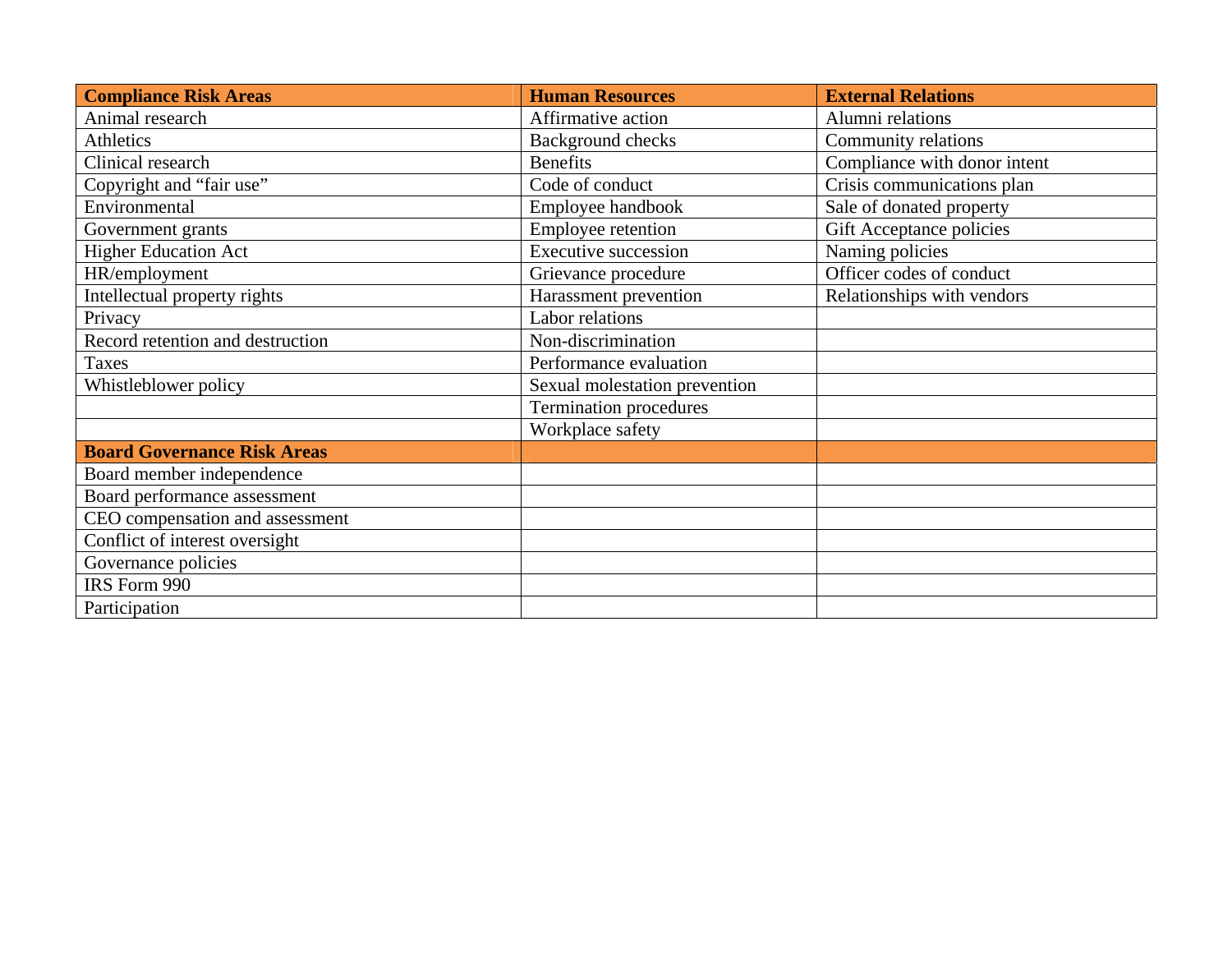| **Compliance Risk Areas** | **Human Resources** | **External Relations** |
|---|---|---|
| Animal research | Affirmative action | Alumni relations |
| Athletics | Background checks | Community relations |
| Clinical research | Benefits | Compliance with donor intent |
| Copyright and "fair use" | Code of conduct | Crisis communications plan |
| Environmental | Employee handbook | Sale of donated property |
| Government grants | Employee retention | Gift Acceptance policies |
| Higher Education Act | Executive succession | Naming policies |
| HR/employment | Grievance procedure | Officer codes of conduct |
| Intellectual property rights | Harassment prevention | Relationships with vendors |
| Privacy | Labor relations | |
| Record retention and destruction | Non-discrimination | |
| Taxes | Performance evaluation | |
| Whistleblower policy | Sexual molestation prevention | |
| | Termination procedures | |
| | Workplace safety | |
| **Board Governance Risk Areas** | | |
| Board member independence | | |
| Board performance assessment | | |
| CEO compensation and assessment | | |
| Conflict of interest oversight | | |
| Governance policies | | |
| IRS Form 990 | | |
| Participation | | |